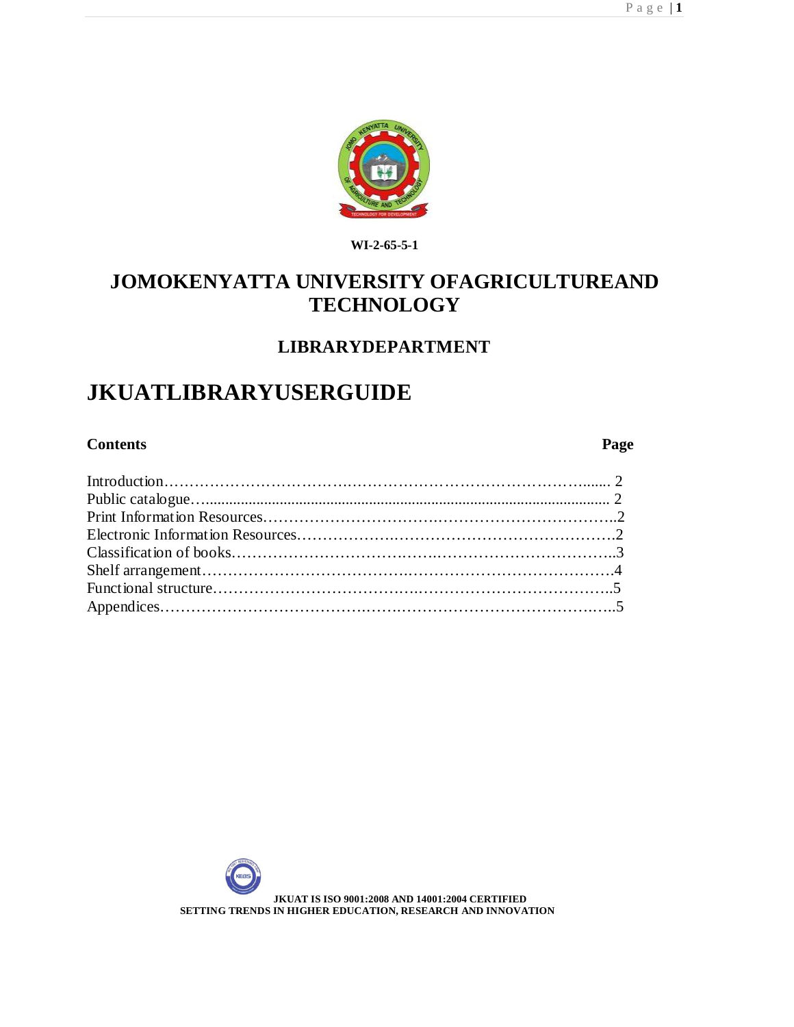WI-2-65-5-1

# JOMOKENYATTA UNIVERSITY OFAGRICULTUREAND TECHNOLOGY

## LIBRARYDEPARTMENT

# JKUATLIBRARYUSERGUIDE

| Contents | Page |
|---|---|
| Introduction | 2 |
| Public catalogue | 2 |
| Print Information Resources | 2 |
| Electronic Information Resources | 2 |
| Classification of books | 3 |
| Shelf arrangement | 4 |
| Functional structure | 5 |
| Appendices | 5 |

**JKUAT IS ISO 9001:2008 AND 14001:2004 CERTIFIED**
**SETTING TRENDS IN HIGHER EDUCATION, RESEARCH AND INNOVATION**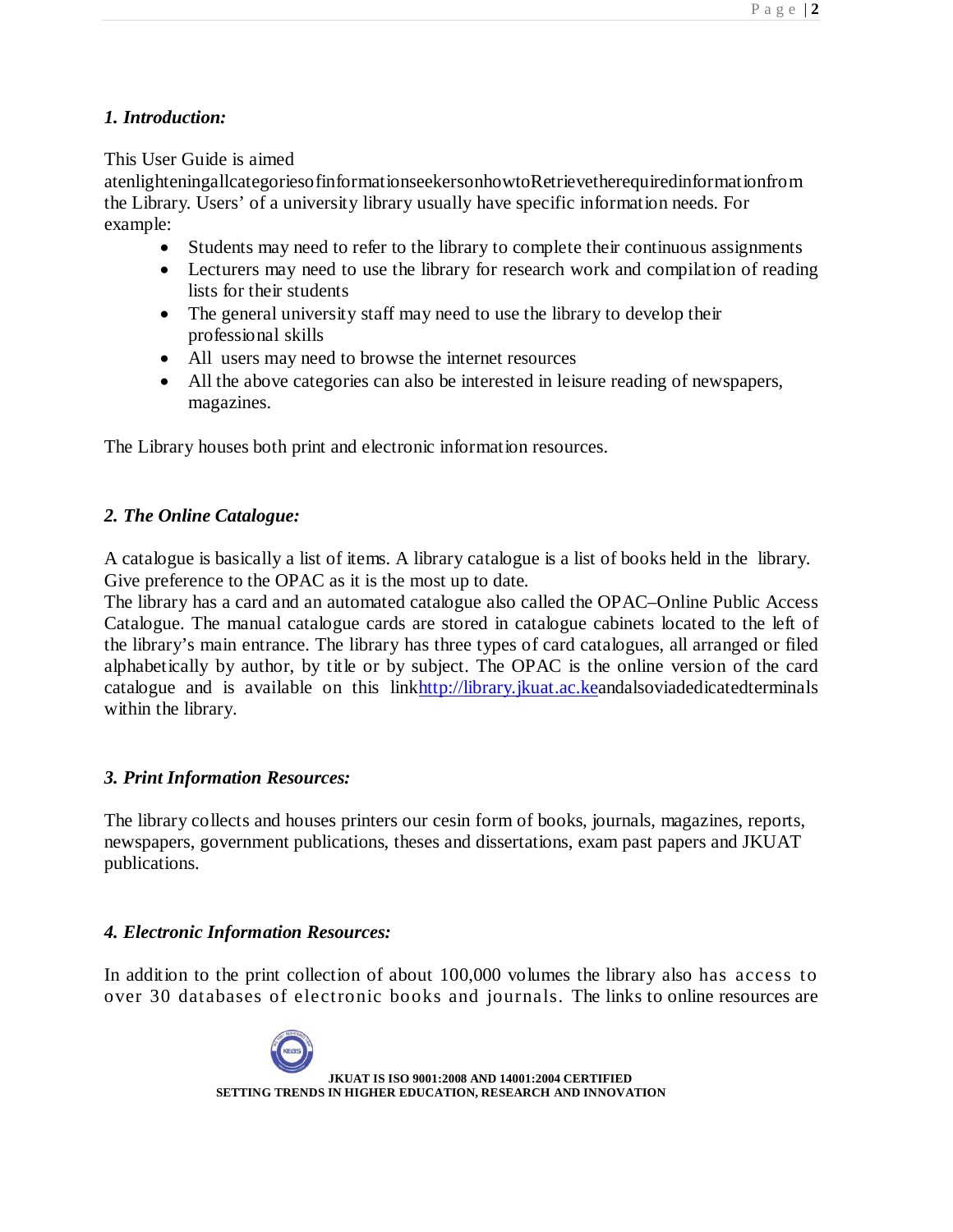### *1. Introduction:*

This User Guide is aimed atenlighteningallcategoriesofinformationseekersonhowtoRetrievetherequiredinformationfrom the Library. Users' of a university library usually have specific information needs. For example:

- Students may need to refer to the library to complete their continuous assignments
- Lecturers may need to use the library for research work and compilation of reading lists for their students
- The general university staff may need to use the library to develop their professional skills
- All users may need to browse the internet resources
- All the above categories can also be interested in leisure reading of newspapers, magazines.

The Library houses both print and electronic information resources.

### *2. The Online Catalogue:*

A catalogue is basically a list of items. A library catalogue is a list of books held in the library. Give preference to the OPAC as it is the most up to date.

The library has a card and an automated catalogue also called the OPAC–Online Public Access Catalogue. The manual catalogue cards are stored in catalogue cabinets located to the left of the library's main entrance. The library has three types of card catalogues, all arranged or filed alphabetically by author, by title or by subject. The OPAC is the online version of the card catalogue and is available on this link[http://library.jkuat.ac.ke](http://library.jkuat.ac.ke)andalsoviadedicatedterminals within the library.

### *3. Print Information Resources:*

The library collects and houses printers our cesin form of books, journals, magazines, reports, newspapers, government publications, theses and dissertations, exam past papers and JKUAT publications.

### *4. Electronic Information Resources:*

In addition to the print collection of about 100,000 volumes the library also has access to over 30 databases of electronic books and journals. The links to online resources are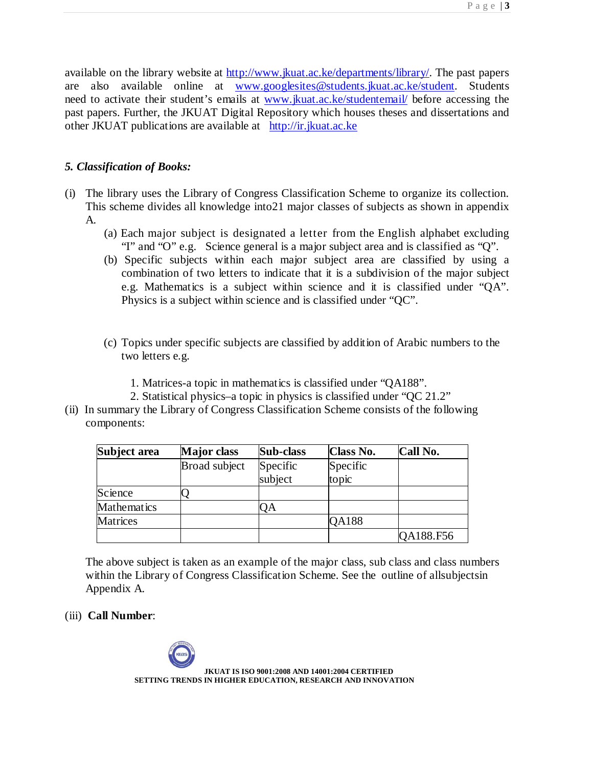available on the library website at http://www.jkuat.ac.ke/departments/library/. The past papers are also available online at www.googlesites@students.jkuat.ac.ke/student. Students need to activate their student's emails at www.jkuat.ac.ke/studentemail/ before accessing the past papers. Further, the JKUAT Digital Repository which houses theses and dissertations and other JKUAT publications are available at http://ir.jkuat.ac.ke

### *5. Classification of Books:*

(i) The library uses the Library of Congress Classification Scheme to organize its collection. This scheme divides all knowledge into21 major classes of subjects as shown in appendix A.

(a) Each major subject is designated a letter from the English alphabet excluding "I" and "O" e.g. Science general is a major subject area and is classified as "Q".

(b) Specific subjects within each major subject area are classified by using a combination of two letters to indicate that it is a subdivision of the major subject e.g. Mathematics is a subject within science and it is classified under "QA". Physics is a subject within science and is classified under "QC".

(c) Topics under specific subjects are classified by addition of Arabic numbers to the two letters e.g.

1. Matrices-a topic in mathematics is classified under "QA188".
2. Statistical physics–a topic in physics is classified under "QC 21.2"

(ii) In summary the Library of Congress Classification Scheme consists of the following components:

| Subject area | Major class | Sub-class | Class No. | Call No. |
|---|---|---|---|---|
| | Broad subject | Specific subject | Specific topic | |
| Science | Q | | | |
| Mathematics | | QA | | |
| Matrices | | | QA188 | |
| | | | | QA188.F56 |

The above subject is taken as an example of the major class, sub class and class numbers within the Library of Congress Classification Scheme. See the outline of allsubjectsin Appendix A.

(iii) **Call Number**: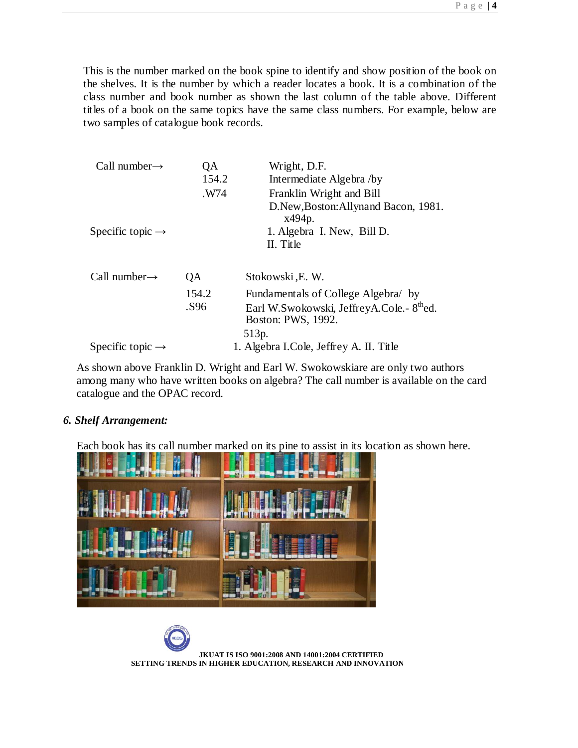This is the number marked on the book spine to identify and show position of the book on the shelves. It is the number by which a reader locates a book. It is a combination of the class number and book number as shown the last column of the table above. Different titles of a book on the same topics have the same class numbers. For example, below are two samples of catalogue book records.

| | | |
|---|---|---|
| Call number→ | QA<br>154.2<br>.W74 | Wright, D.F.<br>Intermediate Algebra /by<br>Franklin Wright and Bill<br>D.New,Boston:Allynand Bacon, 1981.<br>x494p. |
| Specific topic → | | 1. Algebra I. New, Bill D.<br>II. Title |

| | | |
|---|---|---|
| Call number→ | QA<br>154.2<br>.S96 | Stokowski ,E. W.<br>Fundamentals of College Algebra/ by<br>Earl W.Swokowski, JeffreyA.Cole.- 8th ed.<br>Boston: PWS, 1992.<br>513p. |
| Specific topic → | | 1. Algebra I.Cole, Jeffrey A. II. Title |

As shown above Franklin D. Wright and Earl W. Swokowskiare are only two authors among many who have written books on algebra? The call number is available on the card catalogue and the OPAC record.

***6. Shelf Arrangement:***

Each book has its call number marked on its pine to assist in its location as shown here.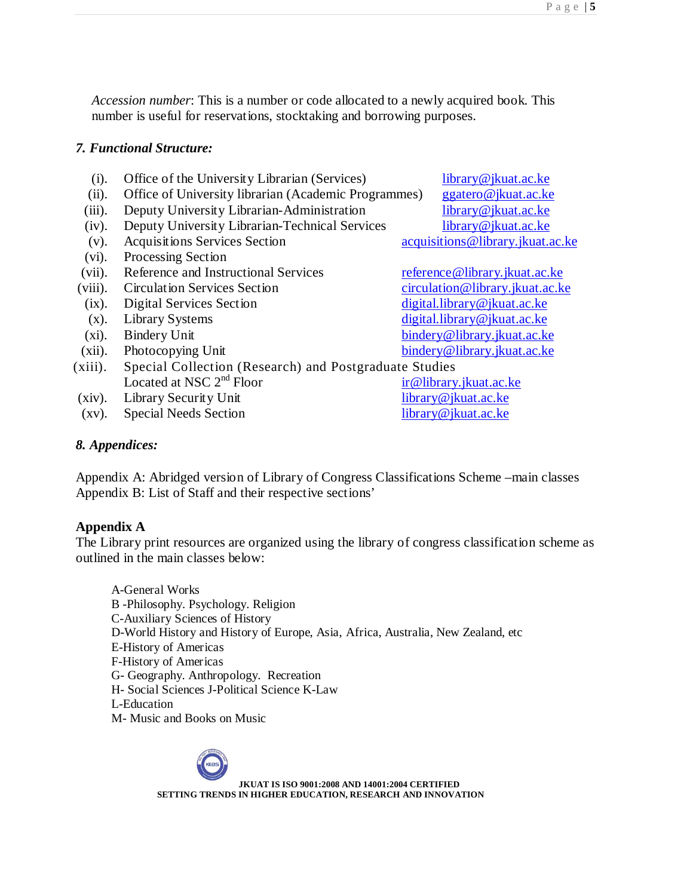*Accession number*: This is a number or code allocated to a newly acquired book. This number is useful for reservations, stocktaking and borrowing purposes.

### *7. Functional Structure:*

| | | |
|---|---|---|
| (i). | Office of the University Librarian (Services) | library@jkuat.ac.ke |
| (ii). | Office of University librarian (Academic Programmes) | ggatero@jkuat.ac.ke |
| (iii). | Deputy University Librarian-Administration | library@jkuat.ac.ke |
| (iv). | Deputy University Librarian-Technical Services | library@jkuat.ac.ke |
| (v). | Acquisitions Services Section | acquisitions@library.jkuat.ac.ke |
| (vi). | Processing Section | |
| (vii). | Reference and Instructional Services | reference@library.jkuat.ac.ke |
| (viii). | Circulation Services Section | circulation@library.jkuat.ac.ke |
| (ix). | Digital Services Section | digital.library@jkuat.ac.ke |
| (x). | Library Systems | digital.library@jkuat.ac.ke |
| (xi). | Bindery Unit | bindery@library.jkuat.ac.ke |
| (xii). | Photocopying Unit | bindery@library.jkuat.ac.ke |
| (xiii). | Special Collection (Research) and Postgraduate Studies Located at NSC 2nd Floor | ir@library.jkuat.ac.ke |
| (xiv). | Library Security Unit | library@jkuat.ac.ke |
| (xv). | Special Needs Section | library@jkuat.ac.ke |

### *8. Appendices:*

Appendix A: Abridged version of Library of Congress Classifications Scheme –main classes
Appendix B: List of Staff and their respective sections'

### **Appendix A**

The Library print resources are organized using the library of congress classification scheme as outlined in the main classes below:

A-General Works
B -Philosophy. Psychology. Religion
C-Auxiliary Sciences of History
D-World History and History of Europe, Asia, Africa, Australia, New Zealand, etc
E-History of Americas
F-History of Americas
G- Geography. Anthropology. Recreation
H- Social Sciences J-Political Science K-Law
L-Education
M- Music and Books on Music

**JKUAT IS ISO 9001:2008 AND 14001:2004 CERTIFIED**
**SETTING TRENDS IN HIGHER EDUCATION, RESEARCH AND INNOVATION**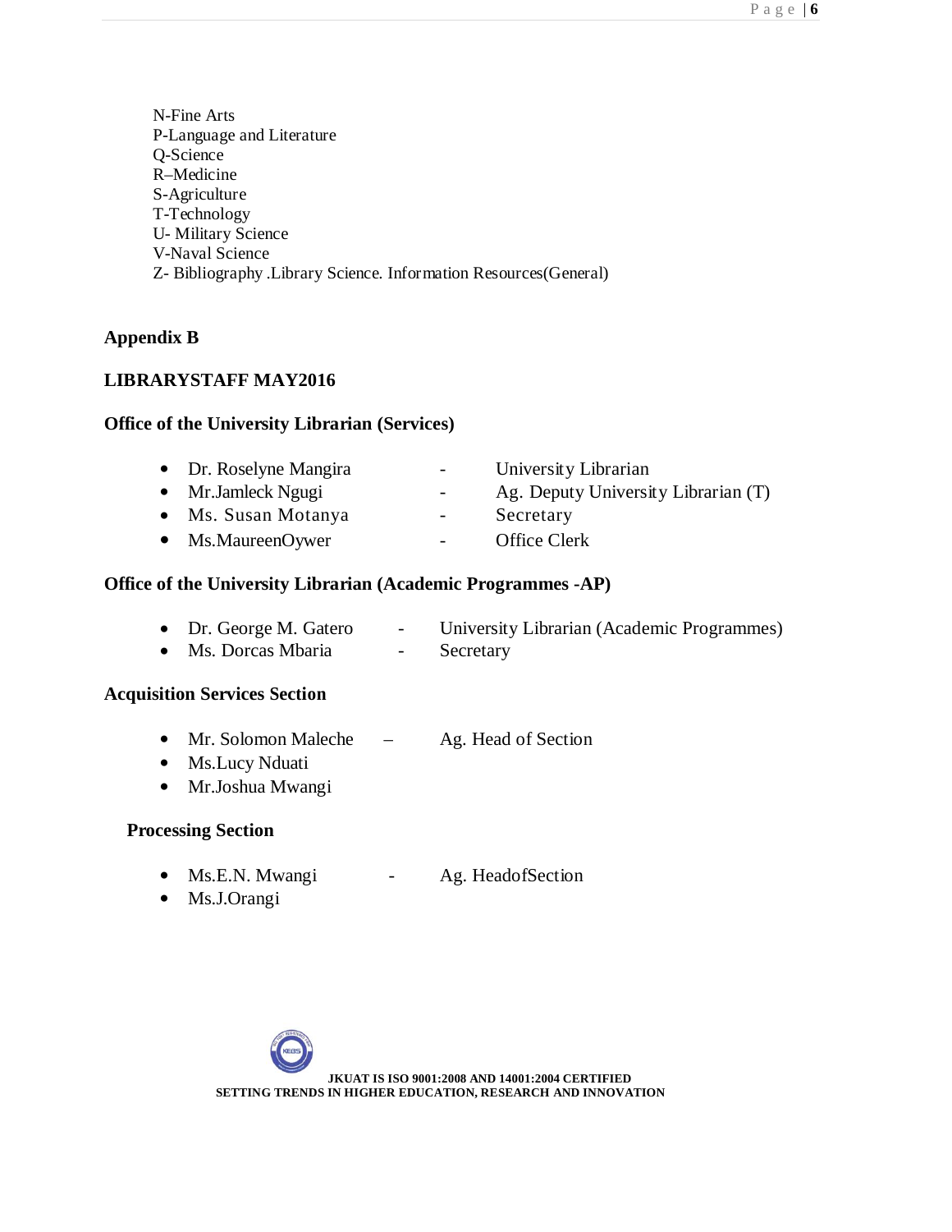N-Fine Arts
P-Language and Literature
Q-Science
R–Medicine
S-Agriculture
T-Technology
U- Military Science
V-Naval Science
Z- Bibliography .Library Science. Information Resources(General)

## Appendix B

### LIBRARYSTAFF MAY2016

### Office of the University Librarian (Services)

- Dr. Roselyne Mangira - University Librarian
- Mr.Jamleck Ngugi - Ag. Deputy University Librarian (T)
- Ms. Susan Motanya - Secretary
- Ms.MaureenOywer - Office Clerk

### Office of the University Librarian (Academic Programmes -AP)

- Dr. George M. Gatero - University Librarian (Academic Programmes)
- Ms. Dorcas Mbaria - Secretary

### Acquisition Services Section

- Mr. Solomon Maleche – Ag. Head of Section
- Ms.Lucy Nduati
- Mr.Joshua Mwangi

### Processing Section

- Ms.E.N. Mwangi - Ag. HeadofSection
- Ms.J.Orangi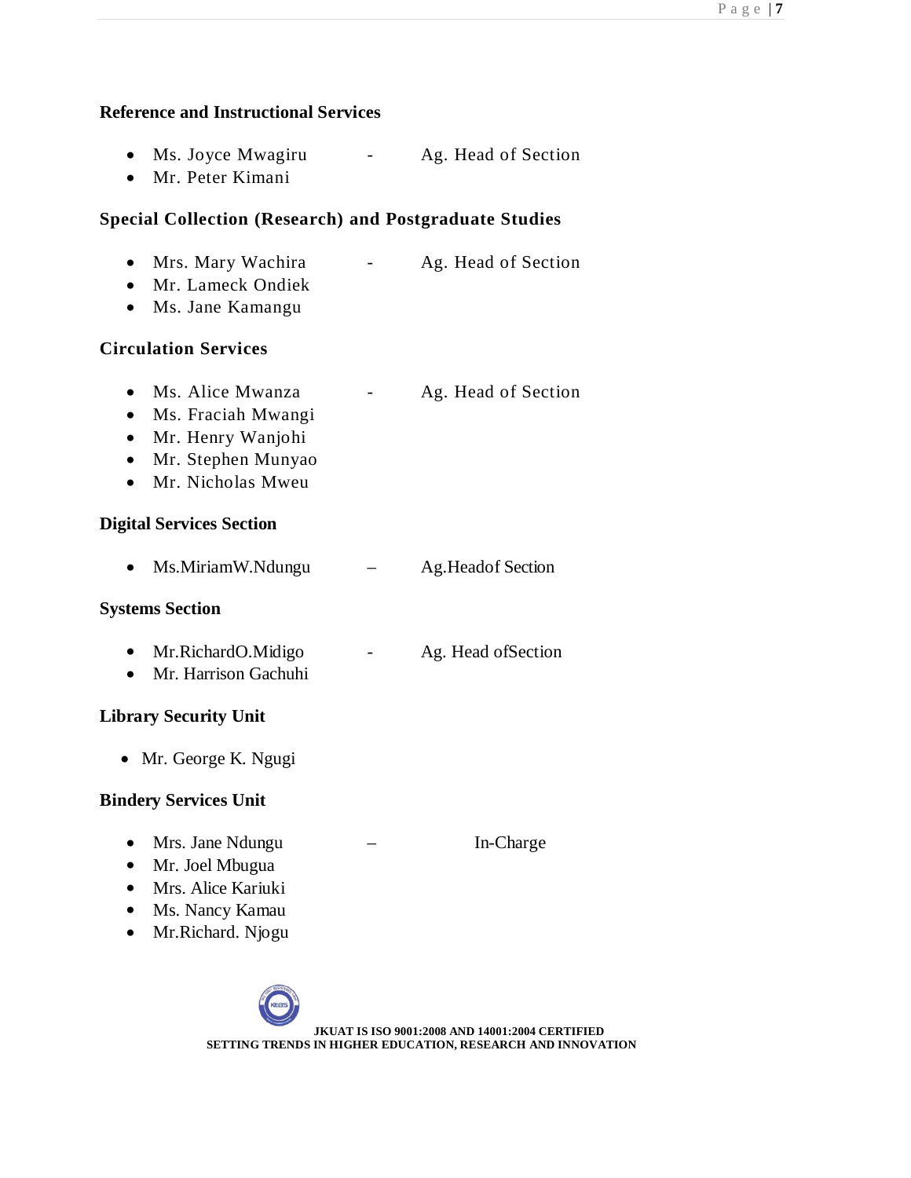**Reference and Instructional Services**

- Ms. Joyce Mwagiru - Ag. Head of Section
- Mr. Peter Kimani

**Special Collection (Research) and Postgraduate Studies**

- Mrs. Mary Wachira - Ag. Head of Section
- Mr. Lameck Ondiek
- Ms. Jane Kamangu

**Circulation Services**

- Ms. Alice Mwanza - Ag. Head of Section
- Ms. Fraciah Mwangi
- Mr. Henry Wanjohi
- Mr. Stephen Munyao
- Mr. Nicholas Mweu

**Digital Services Section**

- Ms.MiriamW.Ndungu – Ag.Headof Section

**Systems Section**

- Mr.RichardO.Midigo - Ag. Head ofSection
- Mr. Harrison Gachuhi

**Library Security Unit**

- Mr. George K. Ngugi

**Bindery Services Unit**

- Mrs. Jane Ndungu – In-Charge
- Mr. Joel Mbugua
- Mrs. Alice Kariuki
- Ms. Nancy Kamau
- Mr.Richard. Njogu

**JKUAT IS ISO 9001:2008 AND 14001:2004 CERTIFIED**
**SETTING TRENDS IN HIGHER EDUCATION, RESEARCH AND INNOVATION**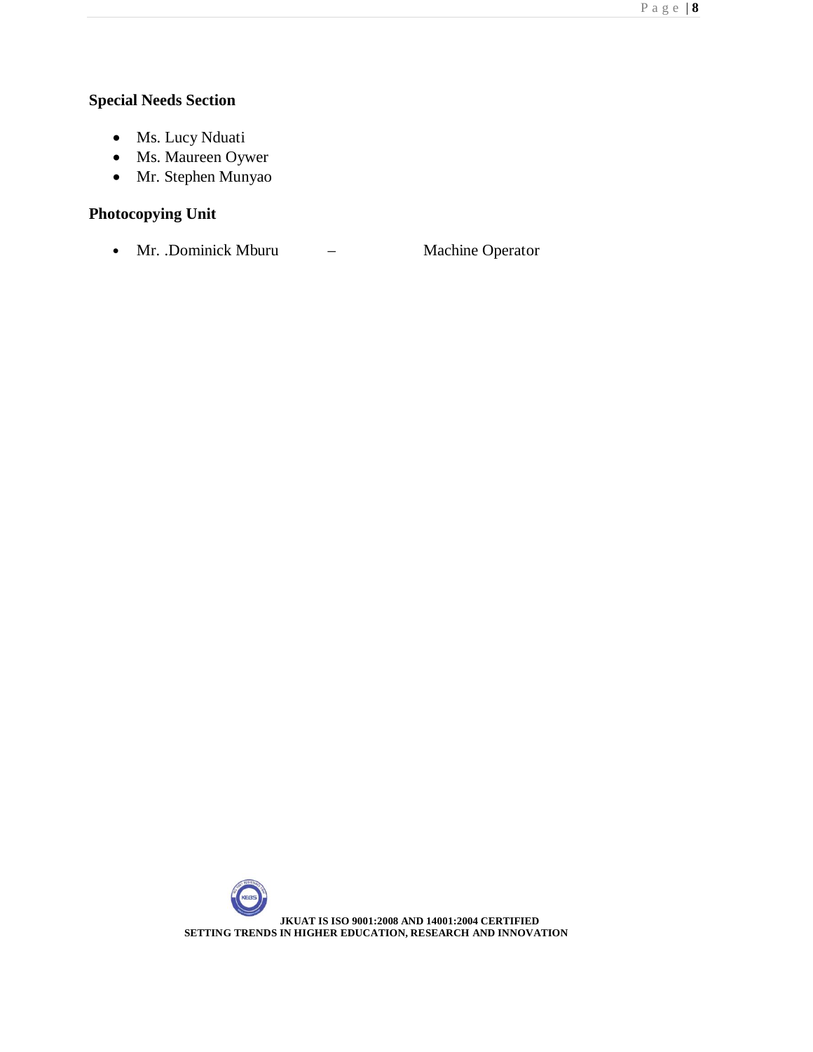### Special Needs Section

- Ms. Lucy Nduati
- Ms. Maureen Oywer
- Mr. Stephen Munyao

### Photocopying Unit

- Mr. .Dominick Mburu – Machine Operator